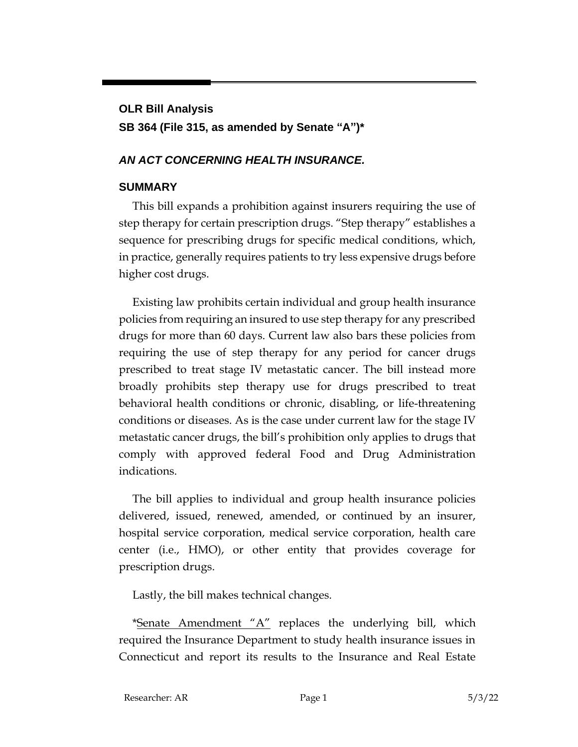## OLR Bill Analysis

## SB 364 (File 315, as amended by Senate "A")*

### *AN ACT CONCERNING HEALTH INSURANCE.*

### SUMMARY

This bill expands a prohibition against insurers requiring the use of step therapy for certain prescription drugs. "Step therapy" establishes a sequence for prescribing drugs for specific medical conditions, which, in practice, generally requires patients to try less expensive drugs before higher cost drugs.

Existing law prohibits certain individual and group health insurance policies from requiring an insured to use step therapy for any prescribed drugs for more than 60 days. Current law also bars these policies from requiring the use of step therapy for any period for cancer drugs prescribed to treat stage IV metastatic cancer. The bill instead more broadly prohibits step therapy use for drugs prescribed to treat behavioral health conditions or chronic, disabling, or life-threatening conditions or diseases. As is the case under current law for the stage IV metastatic cancer drugs, the bill's prohibition only applies to drugs that comply with approved federal Food and Drug Administration indications.

The bill applies to individual and group health insurance policies delivered, issued, renewed, amended, or continued by an insurer, hospital service corporation, medical service corporation, health care center (i.e., HMO), or other entity that provides coverage for prescription drugs.

Lastly, the bill makes technical changes.

*Senate Amendment "A" replaces the underlying bill, which required the Insurance Department to study health insurance issues in Connecticut and report its results to the Insurance and Real Estate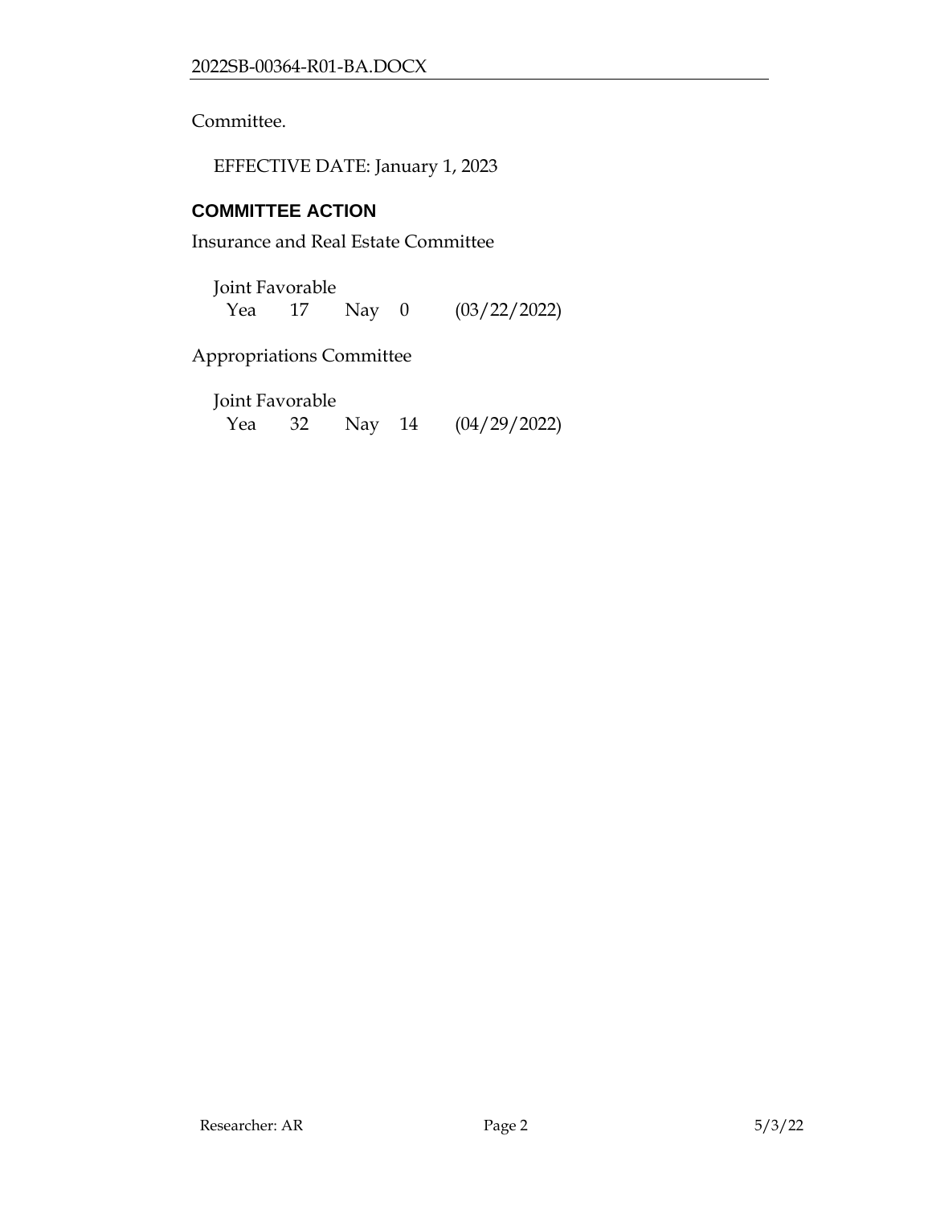Committee.

EFFECTIVE DATE: January 1, 2023

## COMMITTEE ACTION

Insurance and Real Estate Committee

Joint Favorable
Yea 17 Nay 0 (03/22/2022)

Appropriations Committee

Joint Favorable
Yea 32 Nay 14 (04/29/2022)